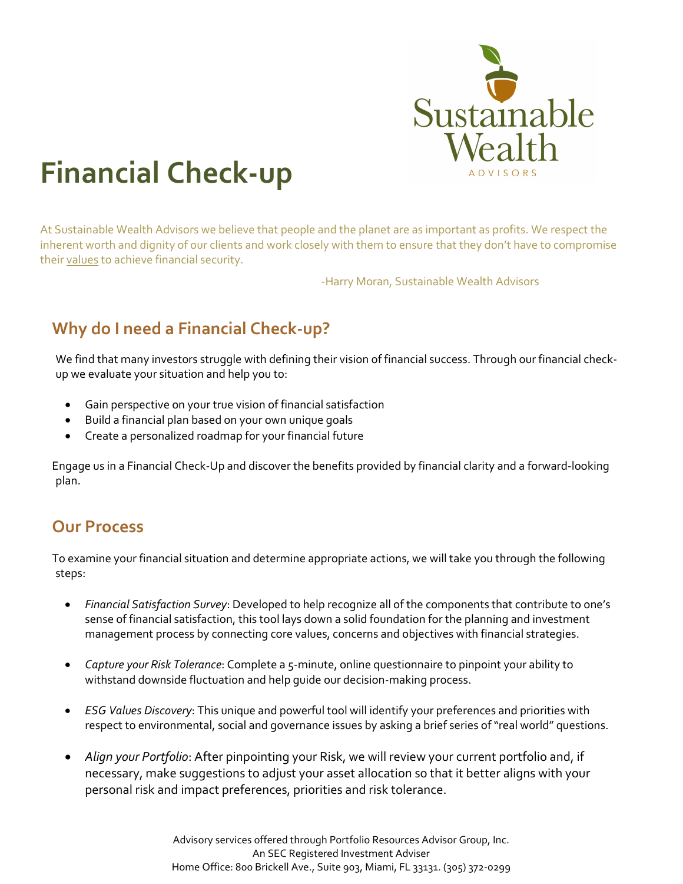Sustainable Wealth

ADVISORS

# Financial Check-up

At Sustainable Wealth Advisors we believe that people and the planet are as important as profits. We respect the inherent worth and dignity of our clients and work closely with them to ensure that they don't have to compromise their values to achieve financial security.

-Harry Moran, Sustainable Wealth Advisors

## Why do I need a Financial Check-up?

We find that many investors struggle with defining their vision of financial success. Through our financial check-up we evaluate your situation and help you to:

- Gain perspective on your true vision of financial satisfaction
- Build a financial plan based on your own unique goals
- Create a personalized roadmap for your financial future

Engage us in a Financial Check-Up and discover the benefits provided by financial clarity and a forward-looking plan.

## Our Process

To examine your financial situation and determine appropriate actions, we will take you through the following steps:

- *Financial Satisfaction Survey*: Developed to help recognize all of the components that contribute to one's sense of financial satisfaction, this tool lays down a solid foundation for the planning and investment management process by connecting core values, concerns and objectives with financial strategies.

- *Capture your Risk Tolerance*: Complete a 5-minute, online questionnaire to pinpoint your ability to withstand downside fluctuation and help guide our decision-making process.

- *ESG Values Discovery*: This unique and powerful tool will identify your preferences and priorities with respect to environmental, social and governance issues by asking a brief series of "real world" questions.

- *Align your Portfolio*: After pinpointing your Risk, we will review your current portfolio and, if necessary, make suggestions to adjust your asset allocation so that it better aligns with your personal risk and impact preferences, priorities and risk tolerance.

Advisory services offered through Portfolio Resources Advisor Group, Inc.
An SEC Registered Investment Adviser
Home Office: 800 Brickell Ave., Suite 903, Miami, FL 33131. (305) 372-0299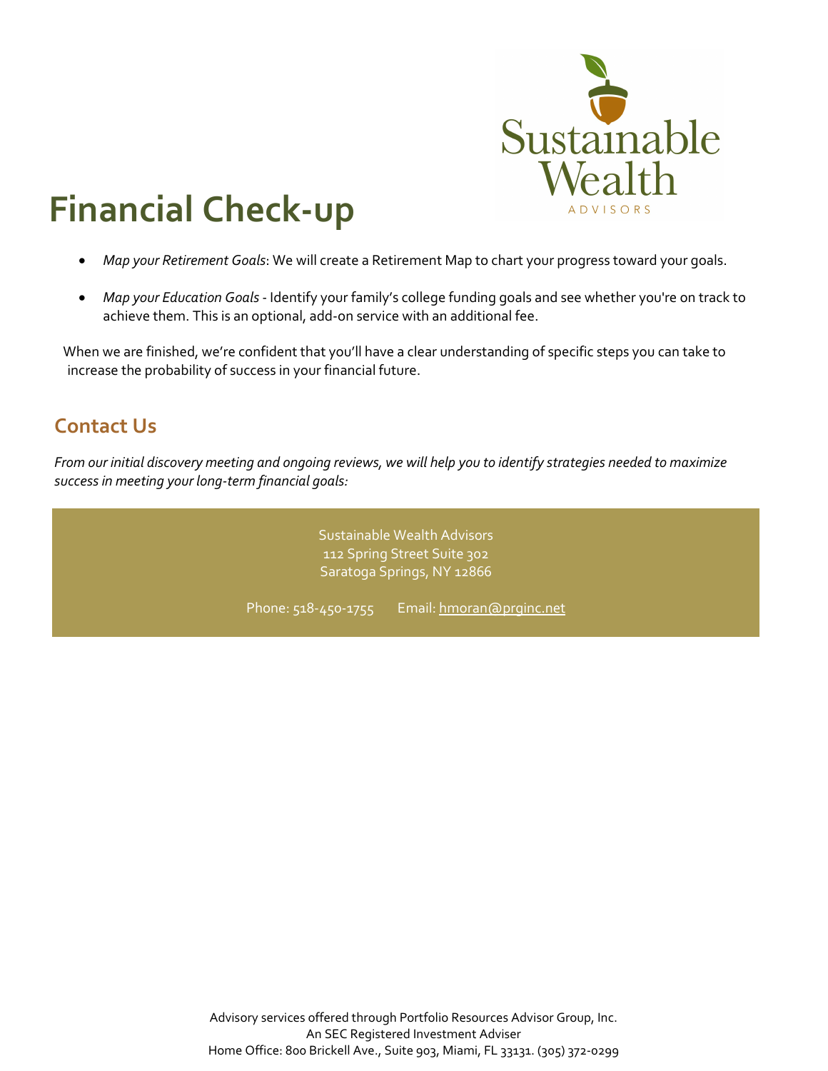# Financial Check-up

- *Map your Retirement Goals*: We will create a Retirement Map to chart your progress toward your goals.
- *Map your Education Goals* - Identify your family's college funding goals and see whether you're on track to achieve them. This is an optional, add-on service with an additional fee.

When we are finished, we're confident that you'll have a clear understanding of specific steps you can take to increase the probability of success in your financial future.

## Contact Us

*From our initial discovery meeting and ongoing reviews, we will help you to identify strategies needed to maximize success in meeting your long-term financial goals:*

Sustainable Wealth Advisors
112 Spring Street Suite 302
Saratoga Springs, NY 12866

Phone: 518-450-1755    Email: hmoran@prginc.net

Advisory services offered through Portfolio Resources Advisor Group, Inc.
An SEC Registered Investment Adviser
Home Office: 800 Brickell Ave., Suite 903, Miami, FL 33131. (305) 372-0299